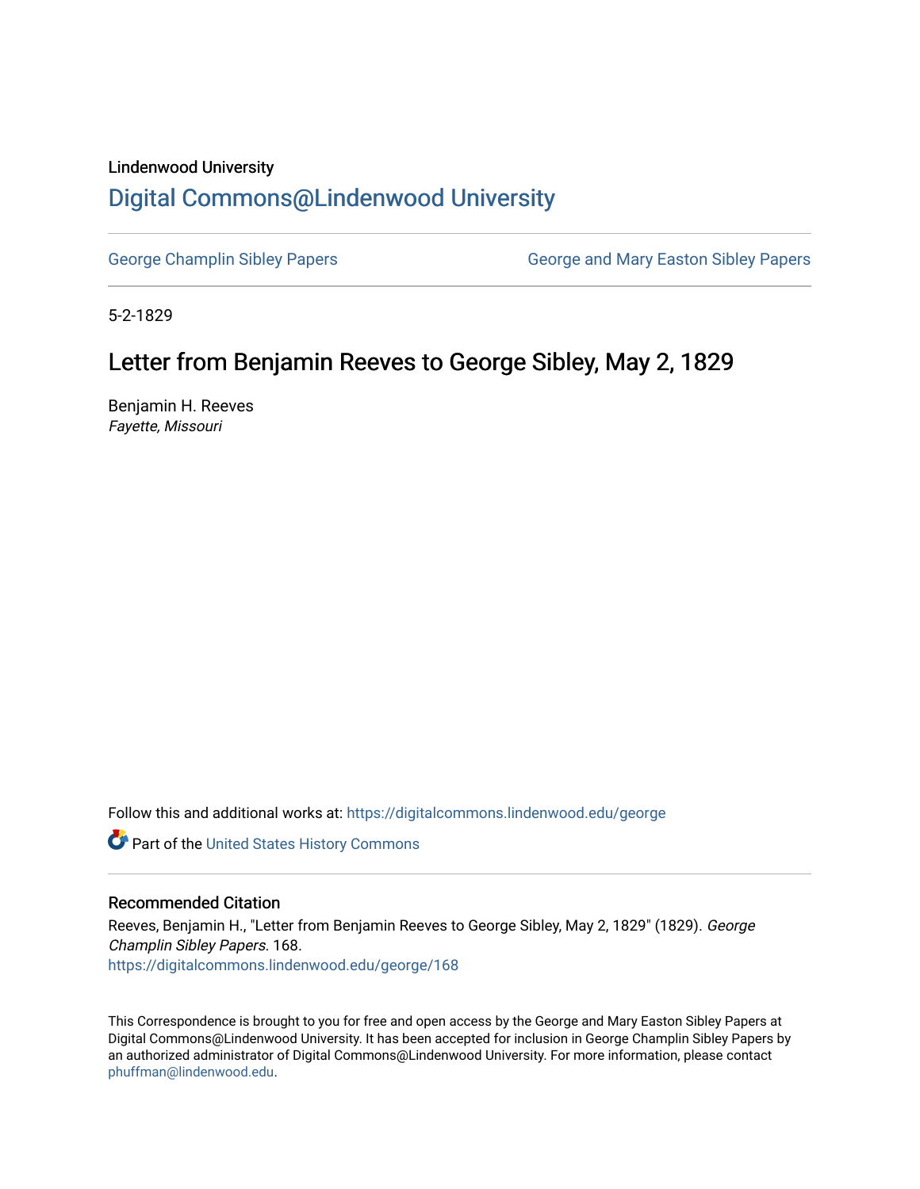Lindenwood University

# Digital Commons@Lindenwood University

George Champlin Sibley Papers | George and Mary Easton Sibley Papers

5-2-1829

## Letter from Benjamin Reeves to George Sibley, May 2, 1829

Benjamin H. Reeves
*Fayette, Missouri*

Follow this and additional works at: https://digitalcommons.lindenwood.edu/george

Part of the United States History Commons

### Recommended Citation

Reeves, Benjamin H., "Letter from Benjamin Reeves to George Sibley, May 2, 1829" (1829). *George Champlin Sibley Papers*. 168.
https://digitalcommons.lindenwood.edu/george/168

This Correspondence is brought to you for free and open access by the George and Mary Easton Sibley Papers at Digital Commons@Lindenwood University. It has been accepted for inclusion in George Champlin Sibley Papers by an authorized administrator of Digital Commons@Lindenwood University. For more information, please contact phuffman@lindenwood.edu.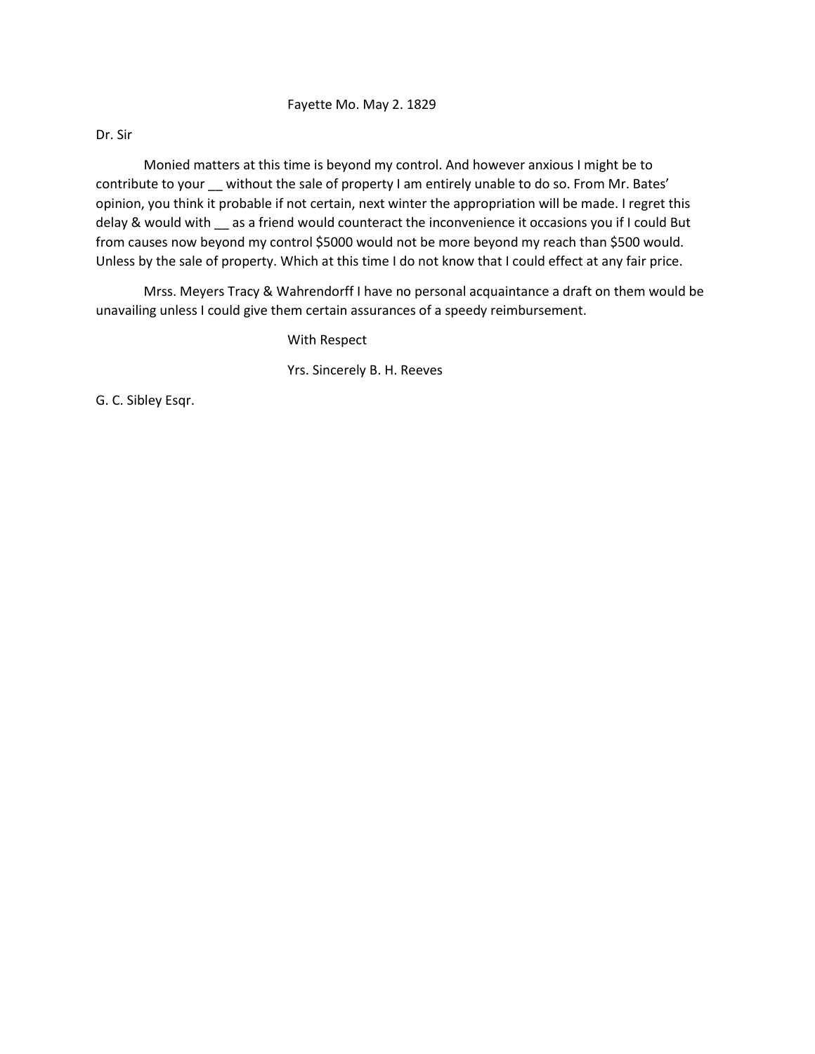Fayette Mo. May 2. 1829

Dr. Sir

Monied matters at this time is beyond my control. And however anxious I might be to contribute to your __ without the sale of property I am entirely unable to do so. From Mr. Bates' opinion, you think it probable if not certain, next winter the appropriation will be made. I regret this delay & would with __ as a friend would counteract the inconvenience it occasions you if I could But from causes now beyond my control $5000 would not be more beyond my reach than $500 would. Unless by the sale of property. Which at this time I do not know that I could effect at any fair price.

Mrss. Meyers Tracy & Wahrendorff I have no personal acquaintance a draft on them would be unavailing unless I could give them certain assurances of a speedy reimbursement.

With Respect

Yrs. Sincerely B. H. Reeves

G. C. Sibley Esqr.